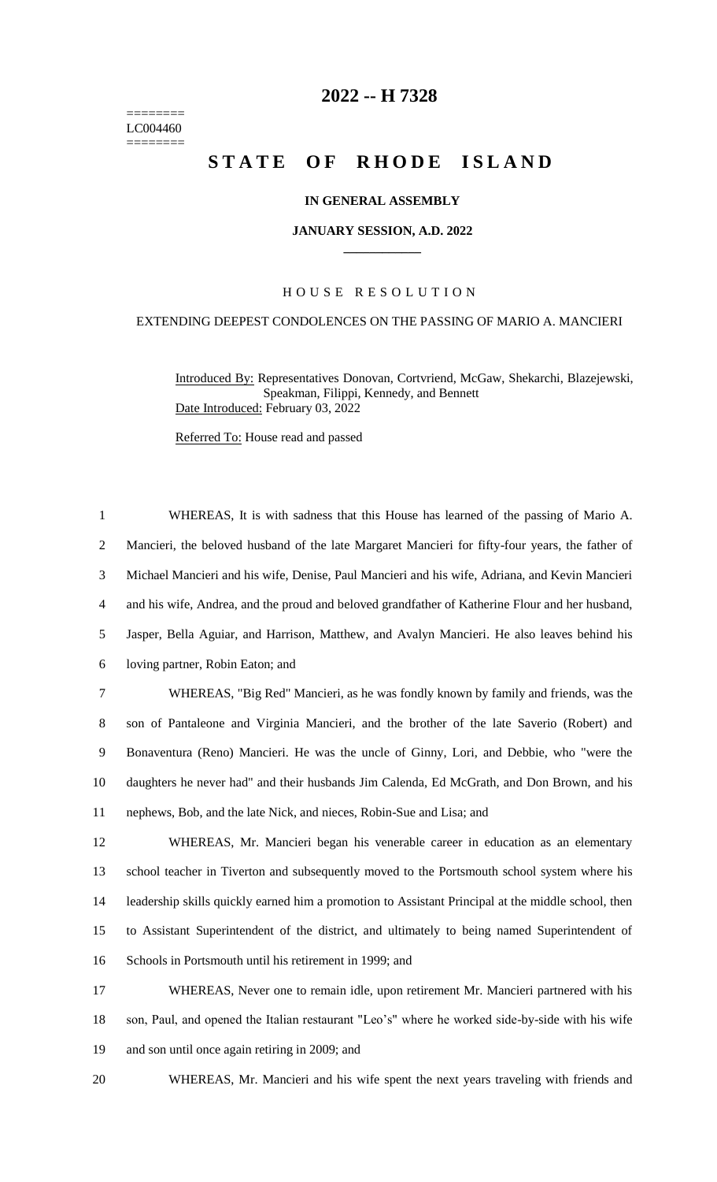========
LC004460
========

# 2022 -- H 7328

# STATE OF RHODE ISLAND

**IN GENERAL ASSEMBLY**

**JANUARY SESSION, A.D. 2022**

H O U S E   R E S O L U T I O N

EXTENDING DEEPEST CONDOLENCES ON THE PASSING OF MARIO A. MANCIERI

Introduced By: Representatives Donovan, Cortvriend, McGaw, Shekarchi, Blazejewski, Speakman, Filippi, Kennedy, and Bennett

Date Introduced: February 03, 2022

Referred To: House read and passed

WHEREAS, It is with sadness that this House has learned of the passing of Mario A. Mancieri, the beloved husband of the late Margaret Mancieri for fifty-four years, the father of Michael Mancieri and his wife, Denise, Paul Mancieri and his wife, Adriana, and Kevin Mancieri and his wife, Andrea, and the proud and beloved grandfather of Katherine Flour and her husband, Jasper, Bella Aguiar, and Harrison, Matthew, and Avalyn Mancieri. He also leaves behind his loving partner, Robin Eaton; and

WHEREAS, "Big Red" Mancieri, as he was fondly known by family and friends, was the son of Pantaleone and Virginia Mancieri, and the brother of the late Saverio (Robert) and Bonaventura (Reno) Mancieri. He was the uncle of Ginny, Lori, and Debbie, who "were the daughters he never had" and their husbands Jim Calenda, Ed McGrath, and Don Brown, and his nephews, Bob, and the late Nick, and nieces, Robin-Sue and Lisa; and

WHEREAS, Mr. Mancieri began his venerable career in education as an elementary school teacher in Tiverton and subsequently moved to the Portsmouth school system where his leadership skills quickly earned him a promotion to Assistant Principal at the middle school, then to Assistant Superintendent of the district, and ultimately to being named Superintendent of Schools in Portsmouth until his retirement in 1999; and

WHEREAS, Never one to remain idle, upon retirement Mr. Mancieri partnered with his son, Paul, and opened the Italian restaurant "Leo's" where he worked side-by-side with his wife and son until once again retiring in 2009; and

WHEREAS, Mr. Mancieri and his wife spent the next years traveling with friends and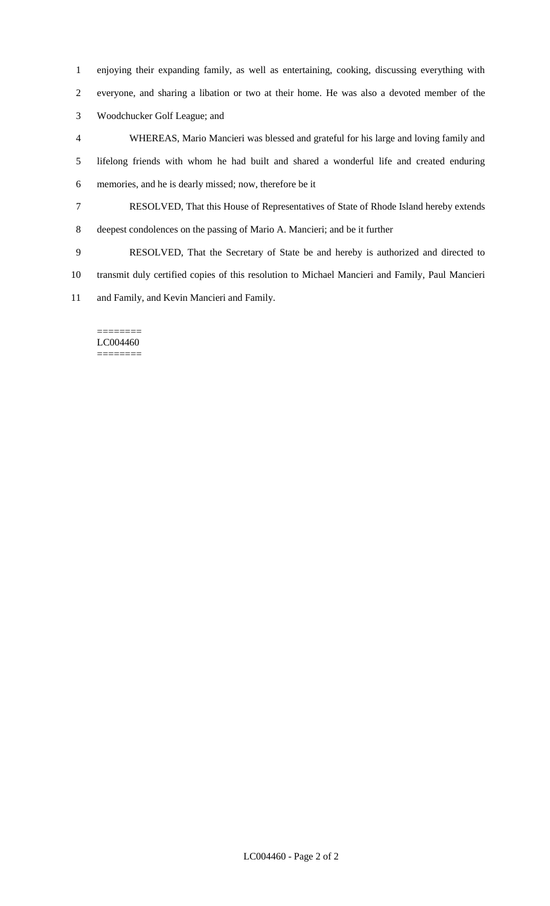enjoying their expanding family, as well as entertaining, cooking, discussing everything with everyone, and sharing a libation or two at their home. He was also a devoted member of the Woodchucker Golf League; and

WHEREAS, Mario Mancieri was blessed and grateful for his large and loving family and lifelong friends with whom he had built and shared a wonderful life and created enduring memories, and he is dearly missed; now, therefore be it

RESOLVED, That this House of Representatives of State of Rhode Island hereby extends deepest condolences on the passing of Mario A. Mancieri; and be it further

RESOLVED, That the Secretary of State be and hereby is authorized and directed to transmit duly certified copies of this resolution to Michael Mancieri and Family, Paul Mancieri and Family, and Kevin Mancieri and Family.

========
LC004460
========